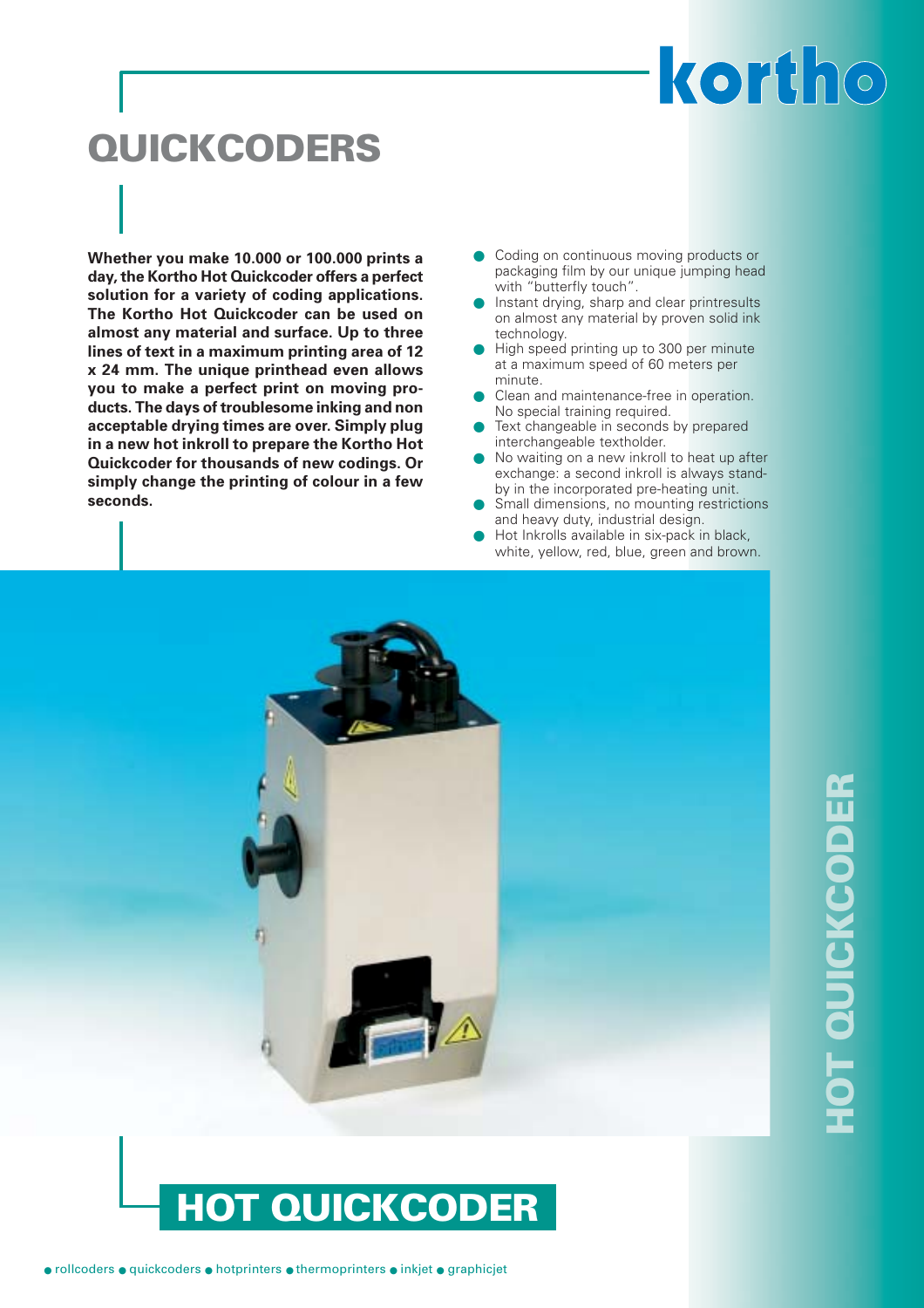# kortho

# QUICKCODERS

**Whether you make 10.000 or 100.000 prints a day, the Kortho Hot Quickcoder offers a perfect solution for a variety of coding applications. The Kortho Hot Quickcoder can be used on almost any material and surface. Up to three lines of text in a maximum printing area of 12 x 24 mm. The unique printhead even allows you to make a perfect print on moving products. The days of troublesome inking and non acceptable drying times are over. Simply plug in a new hot inkroll to prepare the Kortho Hot Quickcoder for thousands of new codings. Or simply change the printing of colour in a few seconds.**

- Coding on continuous moving products or packaging film by our unique jumping head with "butterfly touch".
- Instant drying, sharp and clear printresults on almost any material by proven solid ink technology.
- High speed printing up to 300 per minute at a maximum speed of 60 meters per minute.
- Clean and maintenance-free in operation. No special training required.
- Text changeable in seconds by prepared interchangeable textholder.
- No waiting on a new inkroll to heat up after exchange: a second inkroll is always stand-by in the incorporated pre-heating unit.
- Small dimensions, no mounting restrictions and heavy duty, industrial design.
- Hot Inkrolls available in six-pack in black, white, yellow, red, blue, green and brown.

HOT QUICKCODER

## HOT QUICKCODER

● rollcoders ● quickcoders ● hotprinters ● thermoprinters ● inkjet ● graphicjet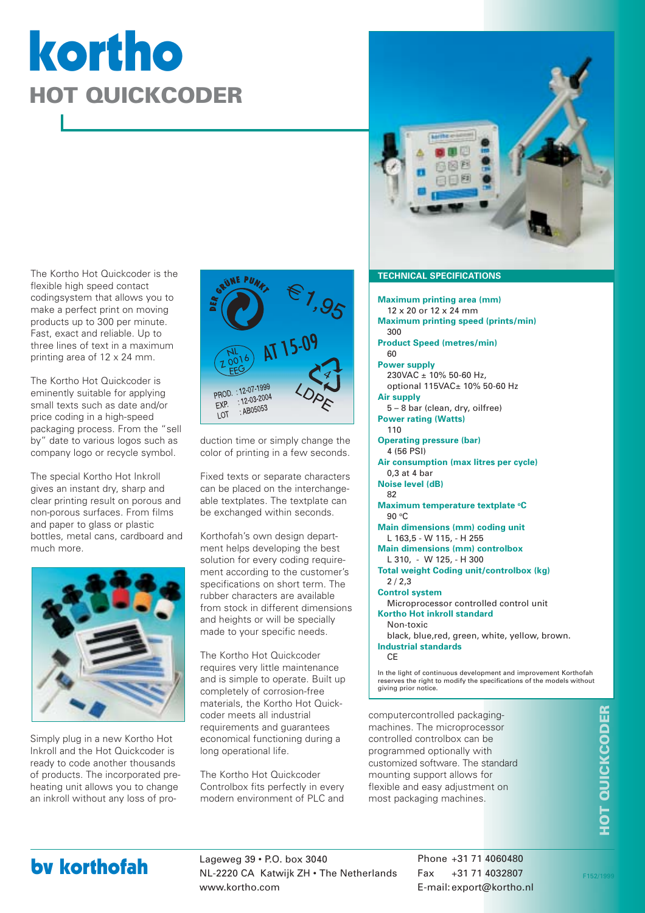# kortho

## HOT QUICKCODER

The Kortho Hot Quickcoder is the flexible high speed contact codingsystem that allows you to make a perfect print on moving products up to 300 per minute. Fast, exact and reliable. Up to three lines of text in a maximum printing area of 12 x 24 mm.

The Kortho Hot Quickcoder is eminently suitable for applying small texts such as date and/or price coding in a high-speed packaging process. From the "sell by" date to various logos such as company logo or recycle symbol.

The special Kortho Hot Inkroll gives an instant dry, sharp and clear printing result on porous and non-porous surfaces. From films and paper to glass or plastic bottles, metal cans, cardboard and much more.

Simply plug in a new Kortho Hot Inkroll and the Hot Quickcoder is ready to code another thousands of products. The incorporated pre-heating unit allows you to change an inkroll without any loss of production time or simply change the color of printing in a few seconds.

Fixed texts or separate characters can be placed on the interchangeable textplates. The textplate can be exchanged within seconds.

Korthofah's own design department helps developing the best solution for every coding requirement according to the customer's specifications on short term. The rubber characters are available from stock in different dimensions and heights or will be specially made to your specific needs.

The Kortho Hot Quickcoder requires very little maintenance and is simple to operate. Built up completely of corrosion-free materials, the Kortho Hot Quickcoder meets all industrial requirements and guarantees economical functioning during a long operational life.

The Kortho Hot Quickcoder Controlbox fits perfectly in every modern environment of PLC and computercontrolled packaging-machines. The microprocessor controlled controlbox can be programmed optionally with customized software. The standard mounting support allows for flexible and easy adjustment on most packaging machines.

### TECHNICAL SPECIFICATIONS

**Maximum printing area (mm)**
12 x 20 or 12 x 24 mm

**Maximum printing speed (prints/min)**
300

**Product Speed (metres/min)**
60

**Power supply**
230VAC ± 10% 50-60 Hz,
optional 115VAC± 10% 50-60 Hz

**Air supply**
5 – 8 bar (clean, dry, oilfree)

**Power rating (Watts)**
110

**Operating pressure (bar)**
4 (56 PSI)

**Air consumption (max litres per cycle)**
0,3 at 4 bar

**Noise level (dB)**
82

**Maximum temperature textplate °C**
90 °C

**Main dimensions (mm) coding unit**
L 163,5 - W 115, - H 255

**Main dimensions (mm) controlbox**
L 310, - W 125, - H 300

**Total weight Coding unit/controlbox (kg)**
2 / 2,3

**Control system**
Microprocessor controlled control unit

**Kortho Hot inkroll standard**
Non-toxic
black, blue,red, green, white, yellow, brown.

**Industrial standards**
CE

In the light of continuous development and improvement Korthofah reserves the right to modify the specifications of the models without giving prior notice.

**bv korthofah**

Lageweg 39 • P.O. box 3040
NL-2220 CA Katwijk ZH • The Netherlands
www.kortho.com

Phone +31 71 4060480
Fax +31 71 4032807
E-mail: export@kortho.nl

F152/1999